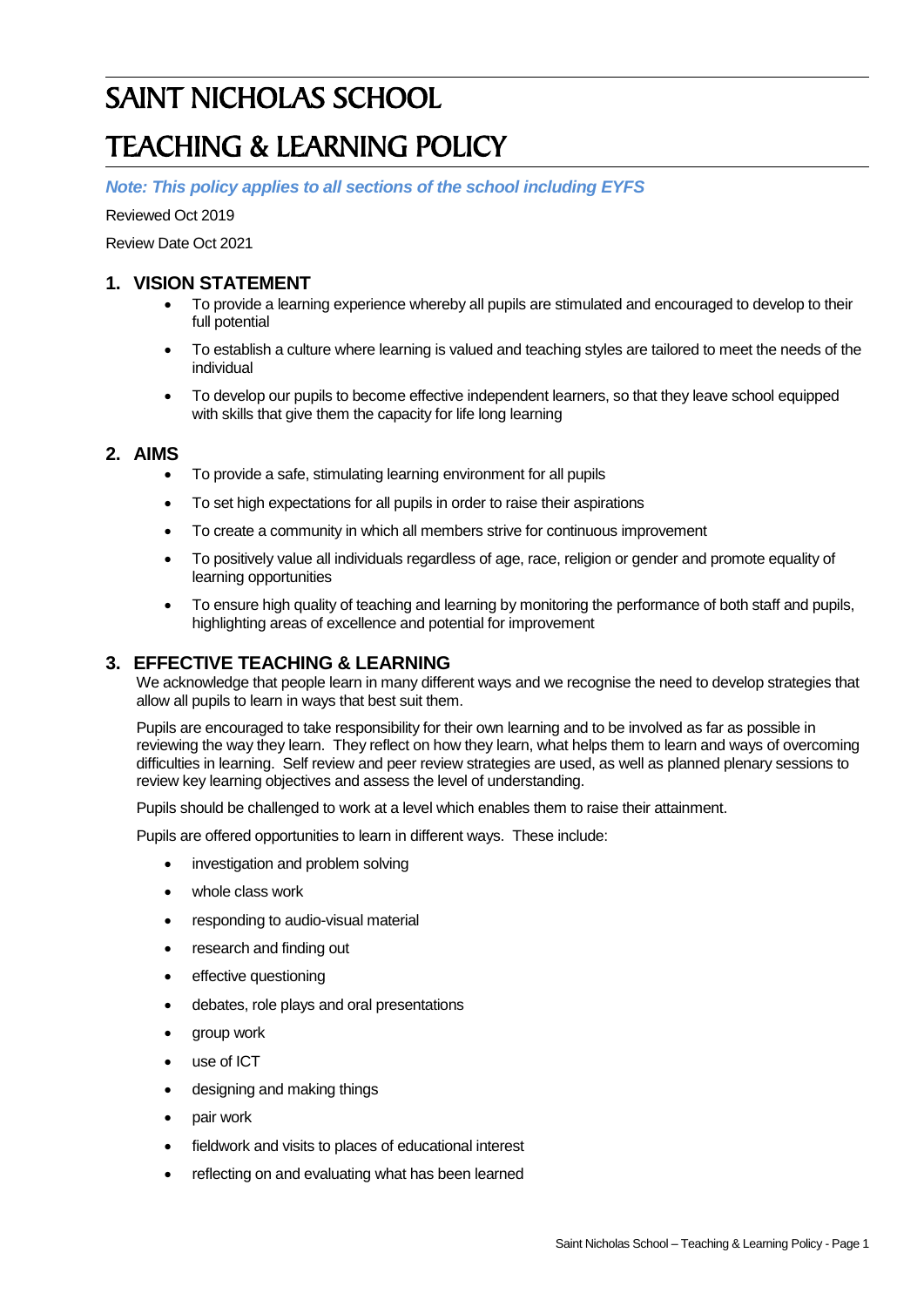# SAINT NICHOLAS SCHOOL

# TEACHING & LEARNING POLICY

***Note: This policy applies to all sections of the school including EYFS***

Reviewed Oct 2019

Review Date Oct 2021

## 1. VISION STATEMENT

- To provide a learning experience whereby all pupils are stimulated and encouraged to develop to their full potential
- To establish a culture where learning is valued and teaching styles are tailored to meet the needs of the individual
- To develop our pupils to become effective independent learners, so that they leave school equipped with skills that give them the capacity for life long learning

## 2. AIMS

- To provide a safe, stimulating learning environment for all pupils
- To set high expectations for all pupils in order to raise their aspirations
- To create a community in which all members strive for continuous improvement
- To positively value all individuals regardless of age, race, religion or gender and promote equality of learning opportunities
- To ensure high quality of teaching and learning by monitoring the performance of both staff and pupils, highlighting areas of excellence and potential for improvement

## 3. EFFECTIVE TEACHING & LEARNING

We acknowledge that people learn in many different ways and we recognise the need to develop strategies that allow all pupils to learn in ways that best suit them.

Pupils are encouraged to take responsibility for their own learning and to be involved as far as possible in reviewing the way they learn. They reflect on how they learn, what helps them to learn and ways of overcoming difficulties in learning. Self review and peer review strategies are used, as well as planned plenary sessions to review key learning objectives and assess the level of understanding.

Pupils should be challenged to work at a level which enables them to raise their attainment.

Pupils are offered opportunities to learn in different ways. These include:

- investigation and problem solving
- whole class work
- responding to audio-visual material
- research and finding out
- effective questioning
- debates, role plays and oral presentations
- group work
- use of ICT
- designing and making things
- pair work
- fieldwork and visits to places of educational interest
- reflecting on and evaluating what has been learned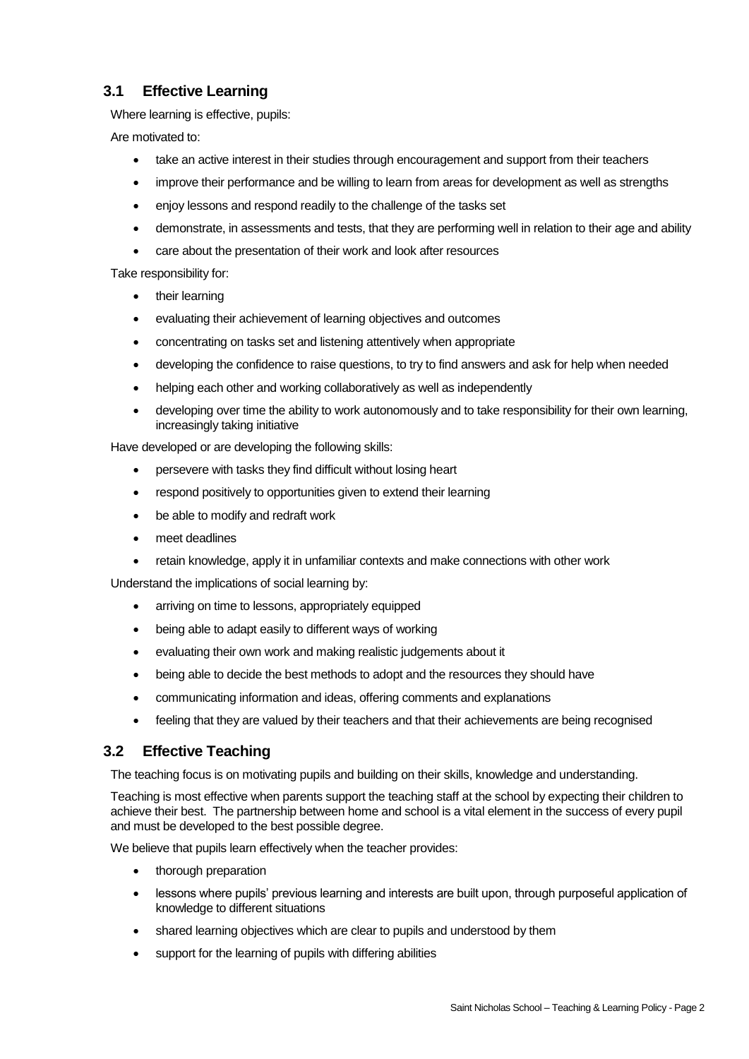## 3.1 Effective Learning

Where learning is effective, pupils:

Are motivated to:

- take an active interest in their studies through encouragement and support from their teachers
- improve their performance and be willing to learn from areas for development as well as strengths
- enjoy lessons and respond readily to the challenge of the tasks set
- demonstrate, in assessments and tests, that they are performing well in relation to their age and ability
- care about the presentation of their work and look after resources

Take responsibility for:

- their learning
- evaluating their achievement of learning objectives and outcomes
- concentrating on tasks set and listening attentively when appropriate
- developing the confidence to raise questions, to try to find answers and ask for help when needed
- helping each other and working collaboratively as well as independently
- developing over time the ability to work autonomously and to take responsibility for their own learning, increasingly taking initiative

Have developed or are developing the following skills:

- persevere with tasks they find difficult without losing heart
- respond positively to opportunities given to extend their learning
- be able to modify and redraft work
- meet deadlines
- retain knowledge, apply it in unfamiliar contexts and make connections with other work

Understand the implications of social learning by:

- arriving on time to lessons, appropriately equipped
- being able to adapt easily to different ways of working
- evaluating their own work and making realistic judgements about it
- being able to decide the best methods to adopt and the resources they should have
- communicating information and ideas, offering comments and explanations
- feeling that they are valued by their teachers and that their achievements are being recognised

## 3.2 Effective Teaching

The teaching focus is on motivating pupils and building on their skills, knowledge and understanding.

Teaching is most effective when parents support the teaching staff at the school by expecting their children to achieve their best. The partnership between home and school is a vital element in the success of every pupil and must be developed to the best possible degree.

We believe that pupils learn effectively when the teacher provides:

- thorough preparation
- lessons where pupils' previous learning and interests are built upon, through purposeful application of knowledge to different situations
- shared learning objectives which are clear to pupils and understood by them
- support for the learning of pupils with differing abilities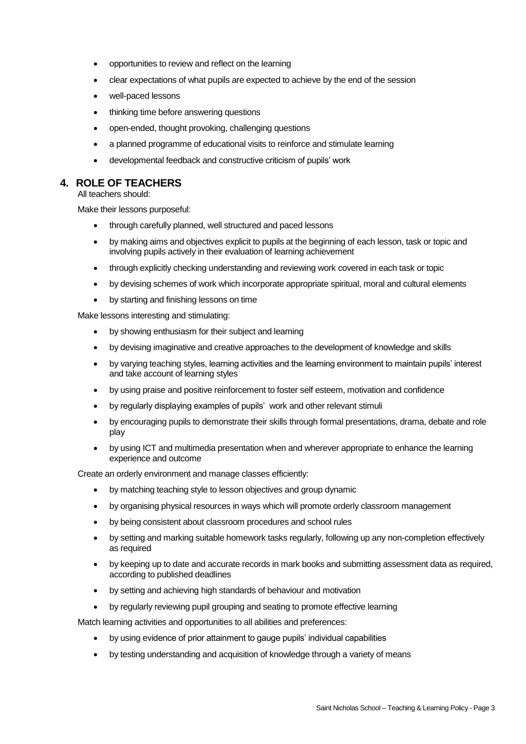- opportunities to review and reflect on the learning
- clear expectations of what pupils are expected to achieve by the end of the session
- well-paced lessons
- thinking time before answering questions
- open-ended, thought provoking, challenging questions
- a planned programme of educational visits to reinforce and stimulate learning
- developmental feedback and constructive criticism of pupils' work

## 4. ROLE OF TEACHERS

All teachers should:

Make their lessons purposeful:

- through carefully planned, well structured and paced lessons
- by making aims and objectives explicit to pupils at the beginning of each lesson, task or topic and involving pupils actively in their evaluation of learning achievement
- through explicitly checking understanding and reviewing work covered in each task or topic
- by devising schemes of work which incorporate appropriate spiritual, moral and cultural elements
- by starting and finishing lessons on time

Make lessons interesting and stimulating:

- by showing enthusiasm for their subject and learning
- by devising imaginative and creative approaches to the development of knowledge and skills
- by varying teaching styles, learning activities and the learning environment to maintain pupils' interest and take account of learning styles
- by using praise and positive reinforcement to foster self esteem, motivation and confidence
- by regularly displaying examples of pupils' work and other relevant stimuli
- by encouraging pupils to demonstrate their skills through formal presentations, drama, debate and role play
- by using ICT and multimedia presentation when and wherever appropriate to enhance the learning experience and outcome

Create an orderly environment and manage classes efficiently:

- by matching teaching style to lesson objectives and group dynamic
- by organising physical resources in ways which will promote orderly classroom management
- by being consistent about classroom procedures and school rules
- by setting and marking suitable homework tasks regularly, following up any non-completion effectively as required
- by keeping up to date and accurate records in mark books and submitting assessment data as required, according to published deadlines
- by setting and achieving high standards of behaviour and motivation
- by regularly reviewing pupil grouping and seating to promote effective learning

Match learning activities and opportunities to all abilities and preferences:

- by using evidence of prior attainment to gauge pupils' individual capabilities
- by testing understanding and acquisition of knowledge through a variety of means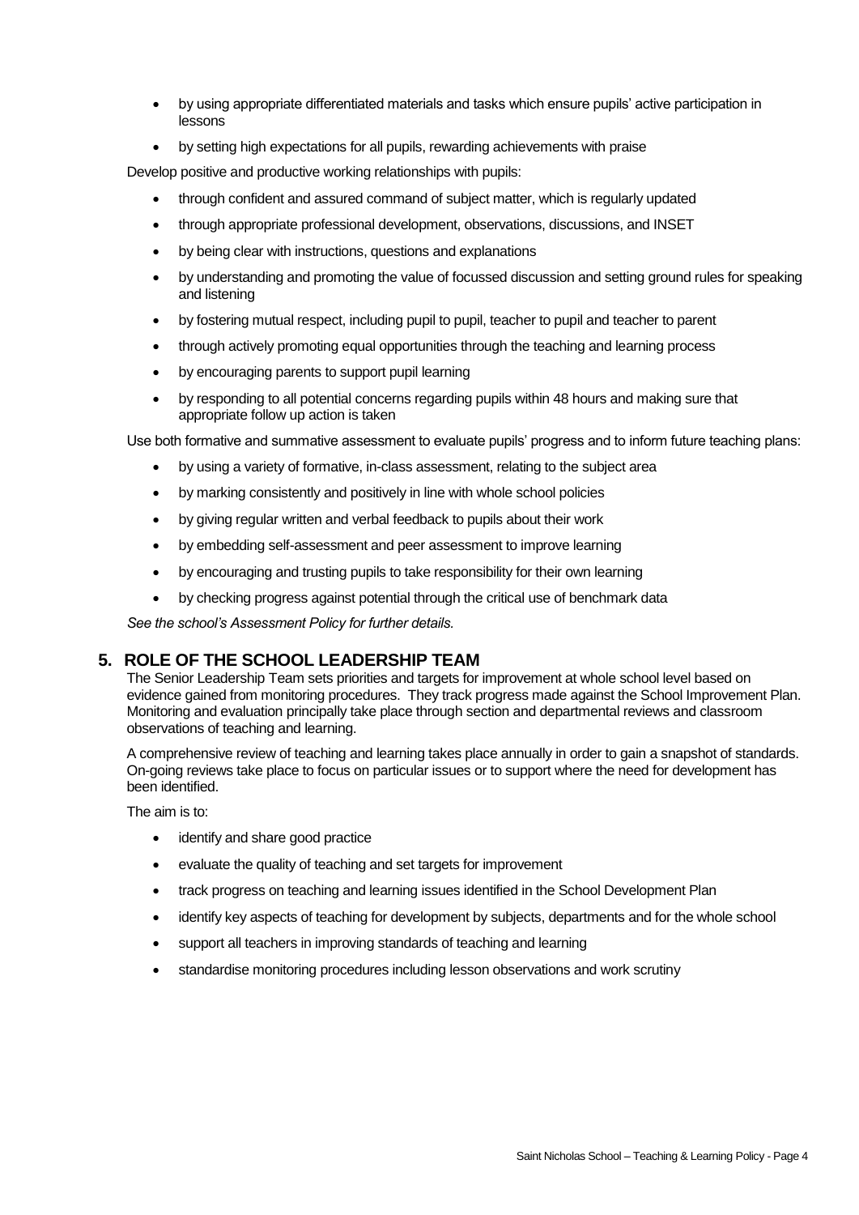- by using appropriate differentiated materials and tasks which ensure pupils' active participation in lessons
- by setting high expectations for all pupils, rewarding achievements with praise

Develop positive and productive working relationships with pupils:

- through confident and assured command of subject matter, which is regularly updated
- through appropriate professional development, observations, discussions, and INSET
- by being clear with instructions, questions and explanations
- by understanding and promoting the value of focussed discussion and setting ground rules for speaking and listening
- by fostering mutual respect, including pupil to pupil, teacher to pupil and teacher to parent
- through actively promoting equal opportunities through the teaching and learning process
- by encouraging parents to support pupil learning
- by responding to all potential concerns regarding pupils within 48 hours and making sure that appropriate follow up action is taken

Use both formative and summative assessment to evaluate pupils' progress and to inform future teaching plans:

- by using a variety of formative, in-class assessment, relating to the subject area
- by marking consistently and positively in line with whole school policies
- by giving regular written and verbal feedback to pupils about their work
- by embedding self-assessment and peer assessment to improve learning
- by encouraging and trusting pupils to take responsibility for their own learning
- by checking progress against potential through the critical use of benchmark data

*See the school's Assessment Policy for further details.*

## 5. ROLE OF THE SCHOOL LEADERSHIP TEAM

The Senior Leadership Team sets priorities and targets for improvement at whole school level based on evidence gained from monitoring procedures. They track progress made against the School Improvement Plan. Monitoring and evaluation principally take place through section and departmental reviews and classroom observations of teaching and learning.

A comprehensive review of teaching and learning takes place annually in order to gain a snapshot of standards. On-going reviews take place to focus on particular issues or to support where the need for development has been identified.

The aim is to:

- identify and share good practice
- evaluate the quality of teaching and set targets for improvement
- track progress on teaching and learning issues identified in the School Development Plan
- identify key aspects of teaching for development by subjects, departments and for the whole school
- support all teachers in improving standards of teaching and learning
- standardise monitoring procedures including lesson observations and work scrutiny